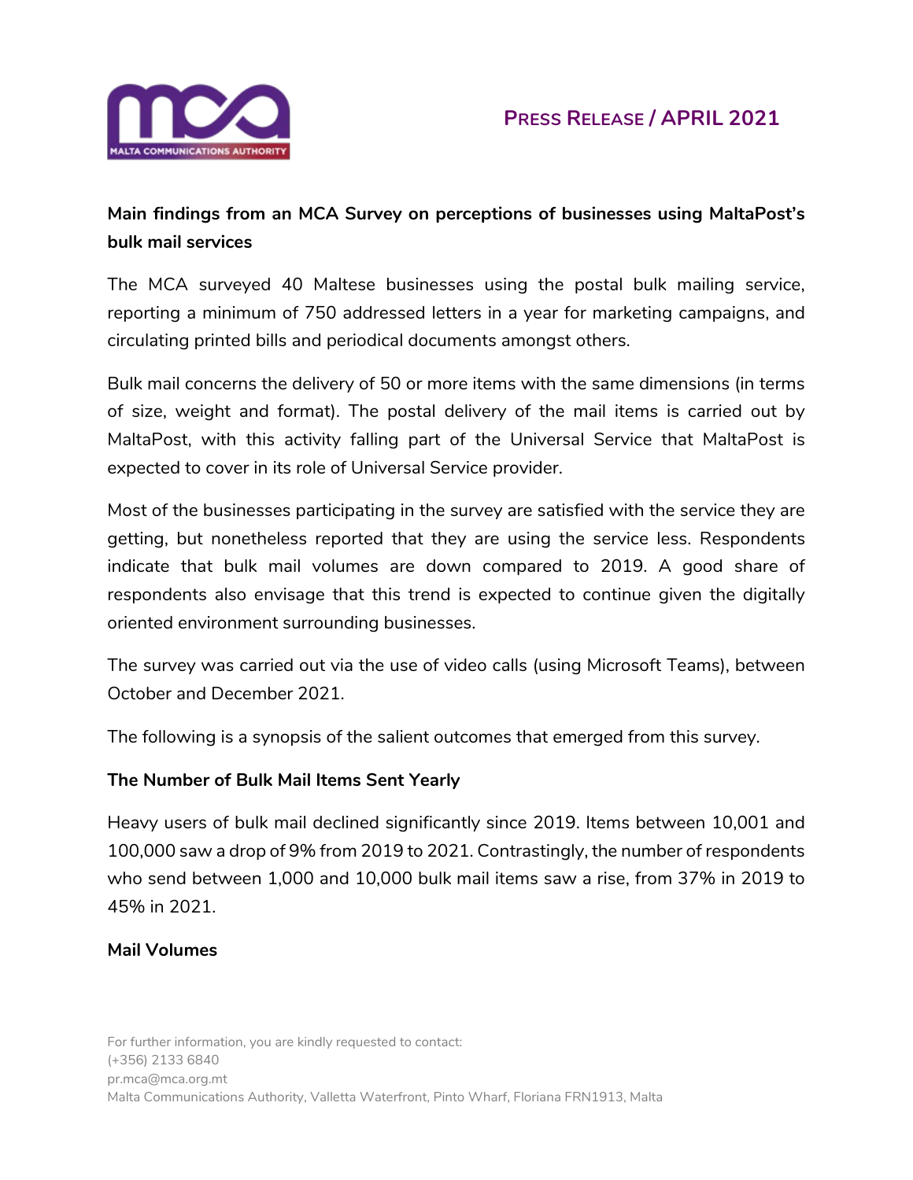**PRESS RELEASE / APRIL 2021**

## Main findings from an MCA Survey on perceptions of businesses using MaltaPost's bulk mail services

The MCA surveyed 40 Maltese businesses using the postal bulk mailing service, reporting a minimum of 750 addressed letters in a year for marketing campaigns, and circulating printed bills and periodical documents amongst others.

Bulk mail concerns the delivery of 50 or more items with the same dimensions (in terms of size, weight and format). The postal delivery of the mail items is carried out by MaltaPost, with this activity falling part of the Universal Service that MaltaPost is expected to cover in its role of Universal Service provider.

Most of the businesses participating in the survey are satisfied with the service they are getting, but nonetheless reported that they are using the service less. Respondents indicate that bulk mail volumes are down compared to 2019. A good share of respondents also envisage that this trend is expected to continue given the digitally oriented environment surrounding businesses.

The survey was carried out via the use of video calls (using Microsoft Teams), between October and December 2021.

The following is a synopsis of the salient outcomes that emerged from this survey.

### The Number of Bulk Mail Items Sent Yearly

Heavy users of bulk mail declined significantly since 2019. Items between 10,001 and 100,000 saw a drop of 9% from 2019 to 2021. Contrastingly, the number of respondents who send between 1,000 and 10,000 bulk mail items saw a rise, from 37% in 2019 to 45% in 2021.

### Mail Volumes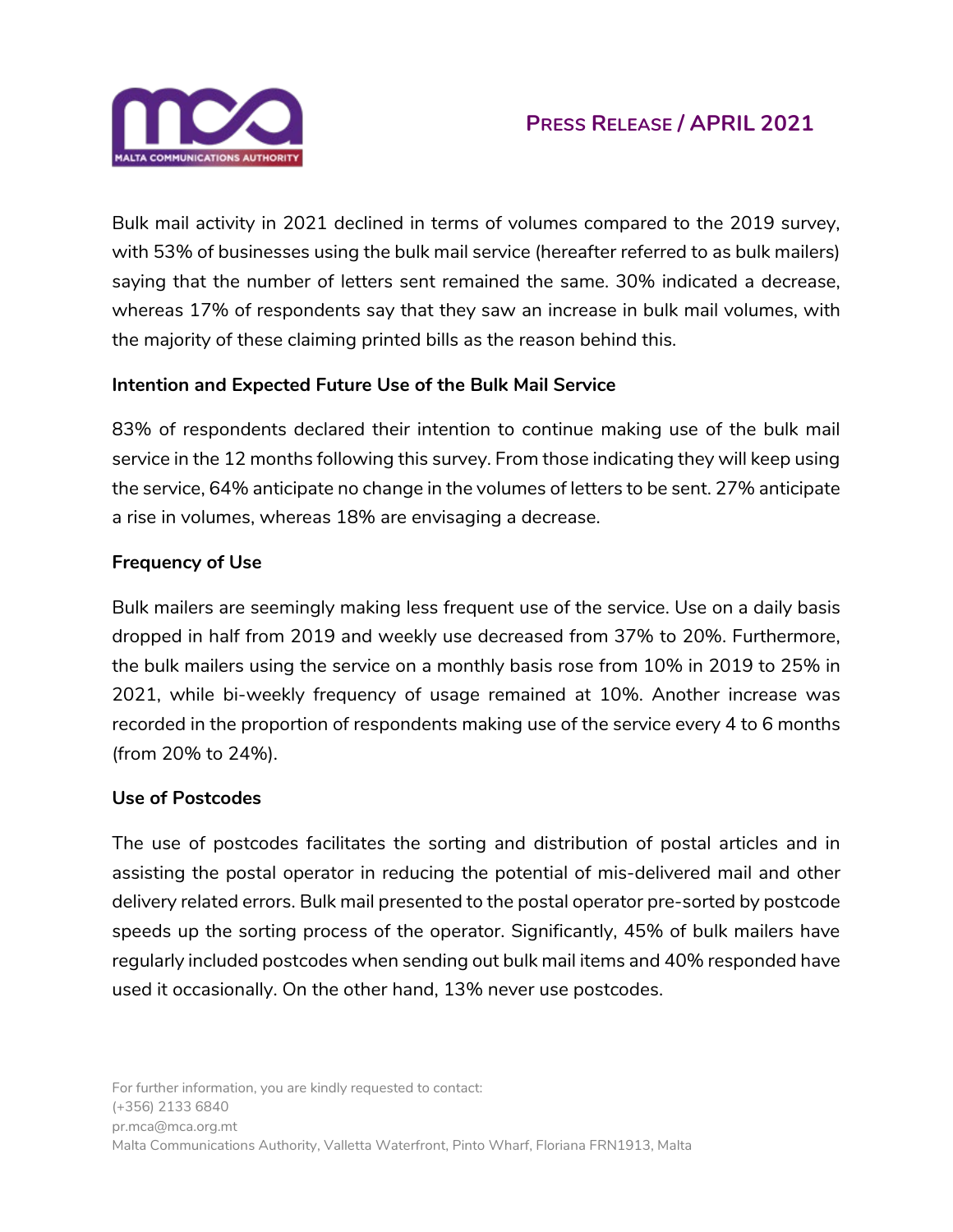Bulk mail activity in 2021 declined in terms of volumes compared to the 2019 survey, with 53% of businesses using the bulk mail service (hereafter referred to as bulk mailers) saying that the number of letters sent remained the same. 30% indicated a decrease, whereas 17% of respondents say that they saw an increase in bulk mail volumes, with the majority of these claiming printed bills as the reason behind this.

**Intention and Expected Future Use of the Bulk Mail Service**

83% of respondents declared their intention to continue making use of the bulk mail service in the 12 months following this survey. From those indicating they will keep using the service, 64% anticipate no change in the volumes of letters to be sent. 27% anticipate a rise in volumes, whereas 18% are envisaging a decrease.

**Frequency of Use**

Bulk mailers are seemingly making less frequent use of the service. Use on a daily basis dropped in half from 2019 and weekly use decreased from 37% to 20%. Furthermore, the bulk mailers using the service on a monthly basis rose from 10% in 2019 to 25% in 2021, while bi-weekly frequency of usage remained at 10%. Another increase was recorded in the proportion of respondents making use of the service every 4 to 6 months (from 20% to 24%).

**Use of Postcodes**

The use of postcodes facilitates the sorting and distribution of postal articles and in assisting the postal operator in reducing the potential of mis-delivered mail and other delivery related errors. Bulk mail presented to the postal operator pre-sorted by postcode speeds up the sorting process of the operator. Significantly, 45% of bulk mailers have regularly included postcodes when sending out bulk mail items and 40% responded have used it occasionally. On the other hand, 13% never use postcodes.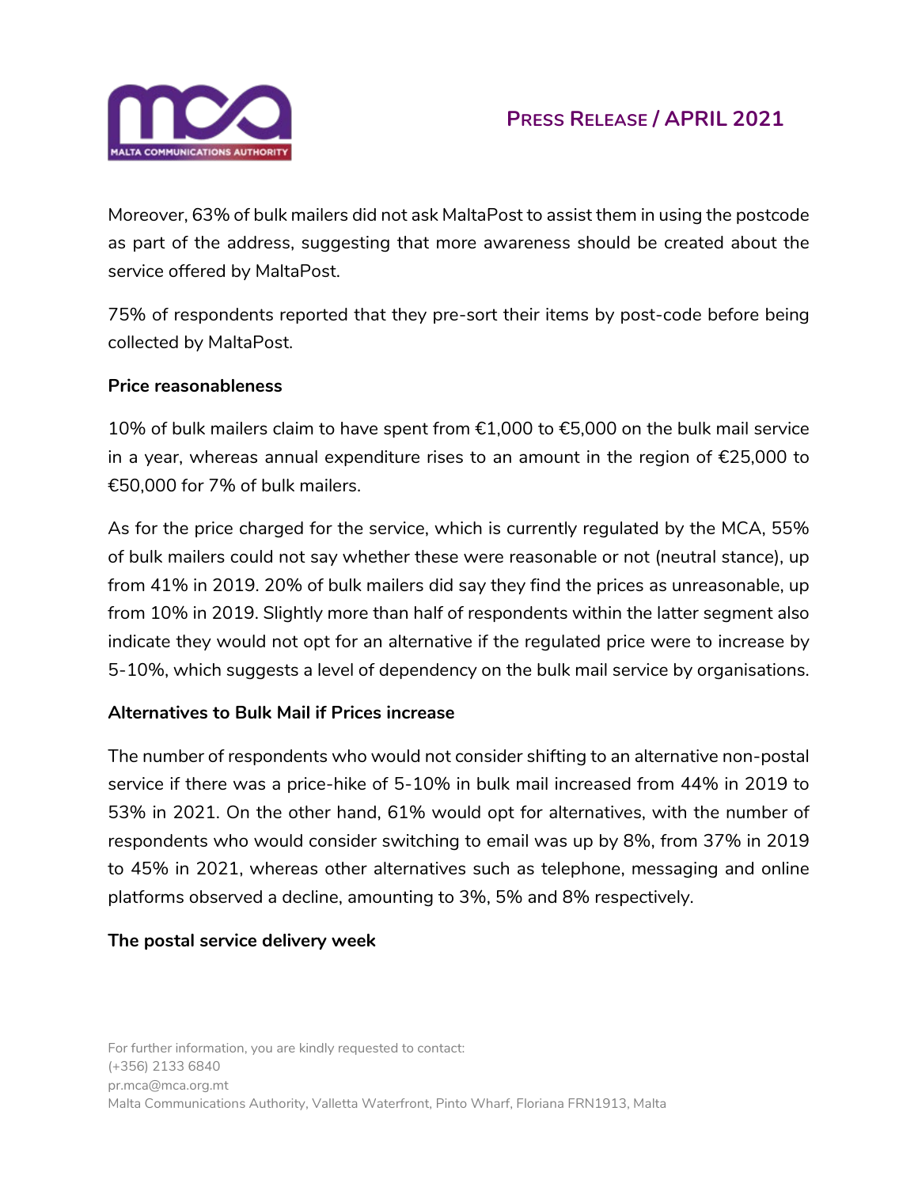Moreover, 63% of bulk mailers did not ask MaltaPost to assist them in using the postcode as part of the address, suggesting that more awareness should be created about the service offered by MaltaPost.

75% of respondents reported that they pre-sort their items by post-code before being collected by MaltaPost.

**Price reasonableness**

10% of bulk mailers claim to have spent from €1,000 to €5,000 on the bulk mail service in a year, whereas annual expenditure rises to an amount in the region of €25,000 to €50,000 for 7% of bulk mailers.

As for the price charged for the service, which is currently regulated by the MCA, 55% of bulk mailers could not say whether these were reasonable or not (neutral stance), up from 41% in 2019. 20% of bulk mailers did say they find the prices as unreasonable, up from 10% in 2019. Slightly more than half of respondents within the latter segment also indicate they would not opt for an alternative if the regulated price were to increase by 5-10%, which suggests a level of dependency on the bulk mail service by organisations.

**Alternatives to Bulk Mail if Prices increase**

The number of respondents who would not consider shifting to an alternative non-postal service if there was a price-hike of 5-10% in bulk mail increased from 44% in 2019 to 53% in 2021. On the other hand, 61% would opt for alternatives, with the number of respondents who would consider switching to email was up by 8%, from 37% in 2019 to 45% in 2021, whereas other alternatives such as telephone, messaging and online platforms observed a decline, amounting to 3%, 5% and 8% respectively.

**The postal service delivery week**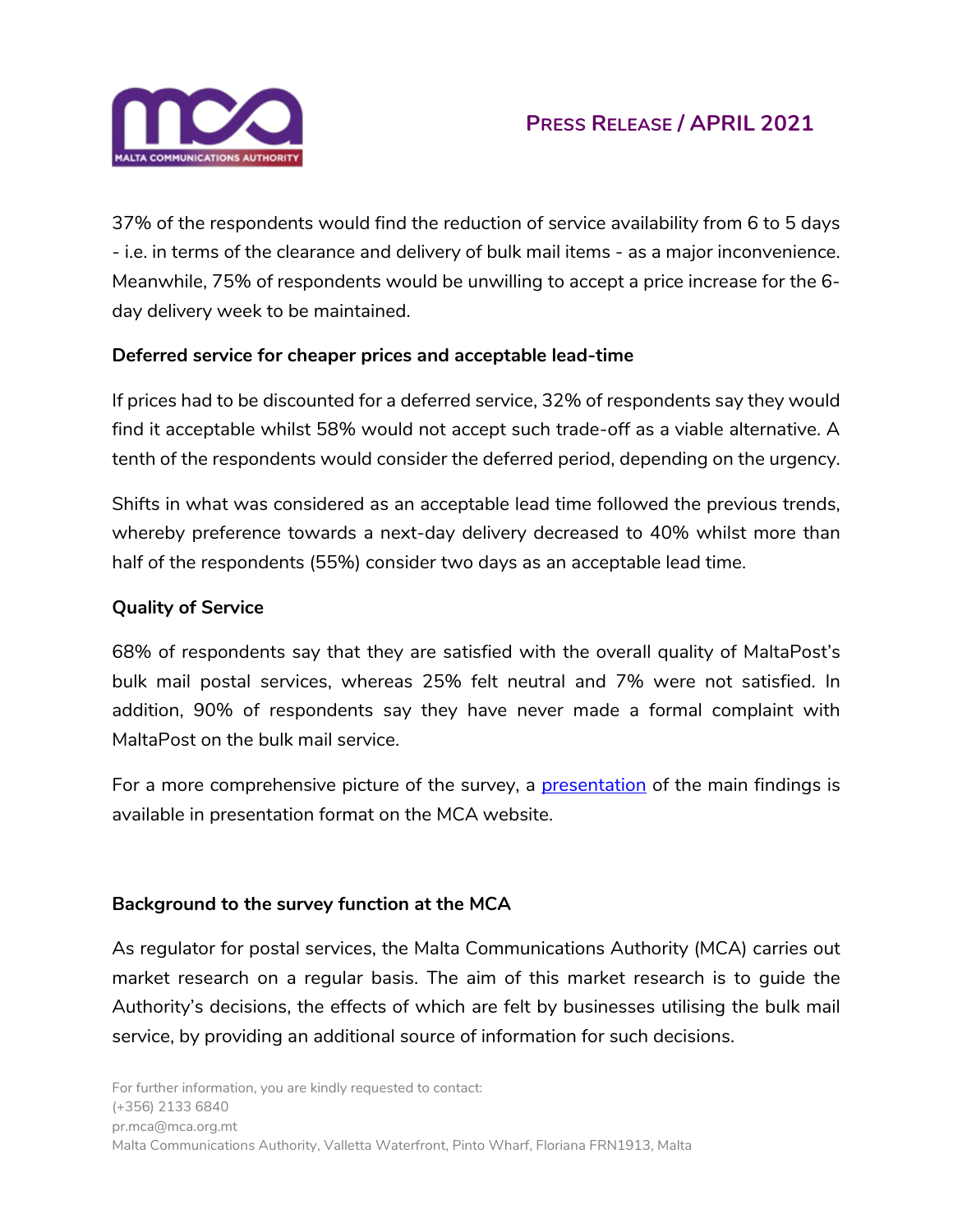37% of the respondents would find the reduction of service availability from 6 to 5 days - i.e. in terms of the clearance and delivery of bulk mail items - as a major inconvenience. Meanwhile, 75% of respondents would be unwilling to accept a price increase for the 6-day delivery week to be maintained.

**Deferred service for cheaper prices and acceptable lead-time**

If prices had to be discounted for a deferred service, 32% of respondents say they would find it acceptable whilst 58% would not accept such trade-off as a viable alternative. A tenth of the respondents would consider the deferred period, depending on the urgency.

Shifts in what was considered as an acceptable lead time followed the previous trends, whereby preference towards a next-day delivery decreased to 40% whilst more than half of the respondents (55%) consider two days as an acceptable lead time.

**Quality of Service**

68% of respondents say that they are satisfied with the overall quality of MaltaPost's bulk mail postal services, whereas 25% felt neutral and 7% were not satisfied. In addition, 90% of respondents say they have never made a formal complaint with MaltaPost on the bulk mail service.

For a more comprehensive picture of the survey, a presentation of the main findings is available in presentation format on the MCA website.

**Background to the survey function at the MCA**

As regulator for postal services, the Malta Communications Authority (MCA) carries out market research on a regular basis. The aim of this market research is to guide the Authority's decisions, the effects of which are felt by businesses utilising the bulk mail service, by providing an additional source of information for such decisions.

For further information, you are kindly requested to contact:
(+356) 2133 6840
pr.mca@mca.org.mt
Malta Communications Authority, Valletta Waterfront, Pinto Wharf, Floriana FRN1913, Malta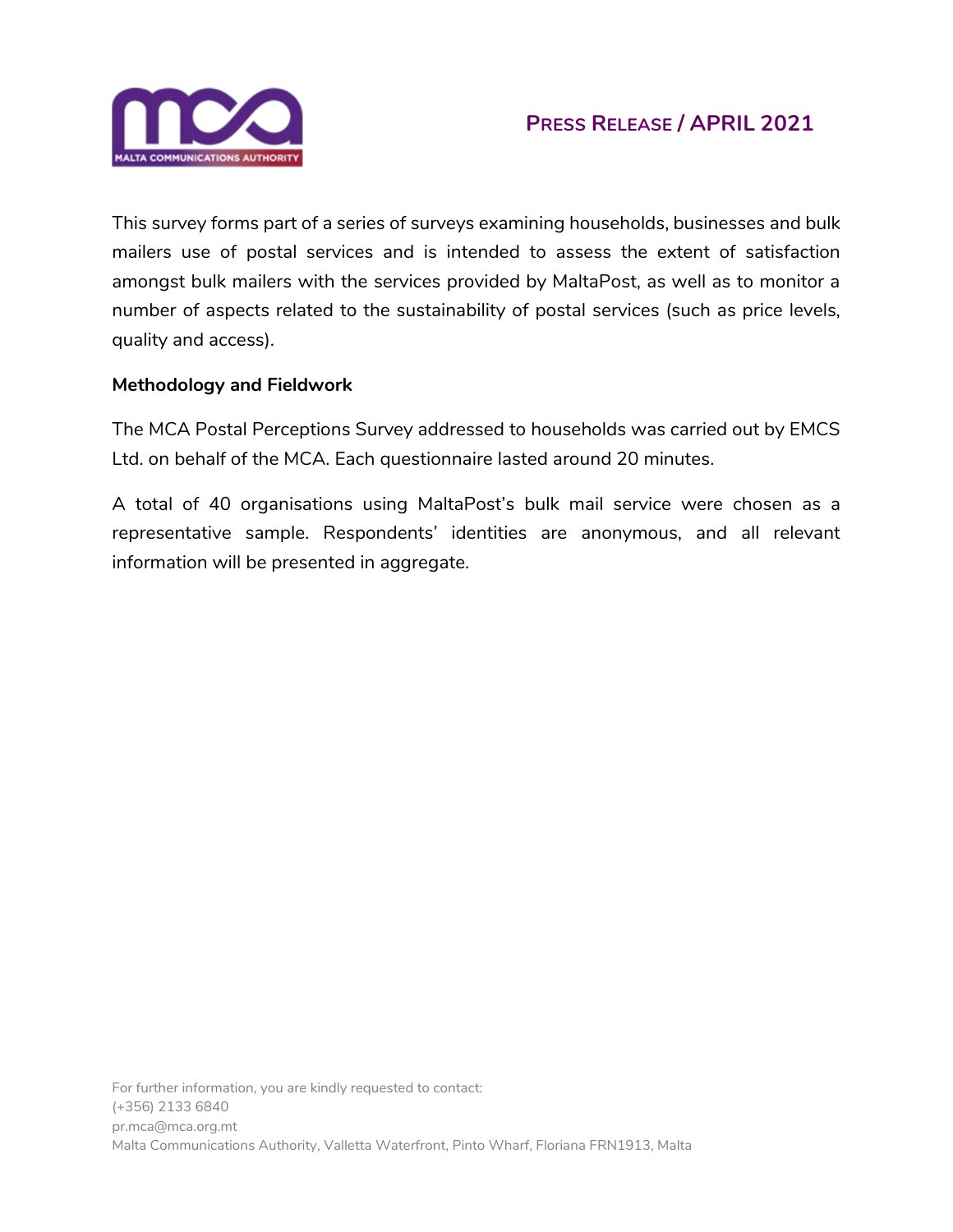This survey forms part of a series of surveys examining households, businesses and bulk mailers use of postal services and is intended to assess the extent of satisfaction amongst bulk mailers with the services provided by MaltaPost, as well as to monitor a number of aspects related to the sustainability of postal services (such as price levels, quality and access).

**Methodology and Fieldwork**

The MCA Postal Perceptions Survey addressed to households was carried out by EMCS Ltd. on behalf of the MCA. Each questionnaire lasted around 20 minutes.

A total of 40 organisations using MaltaPost's bulk mail service were chosen as a representative sample. Respondents' identities are anonymous, and all relevant information will be presented in aggregate.